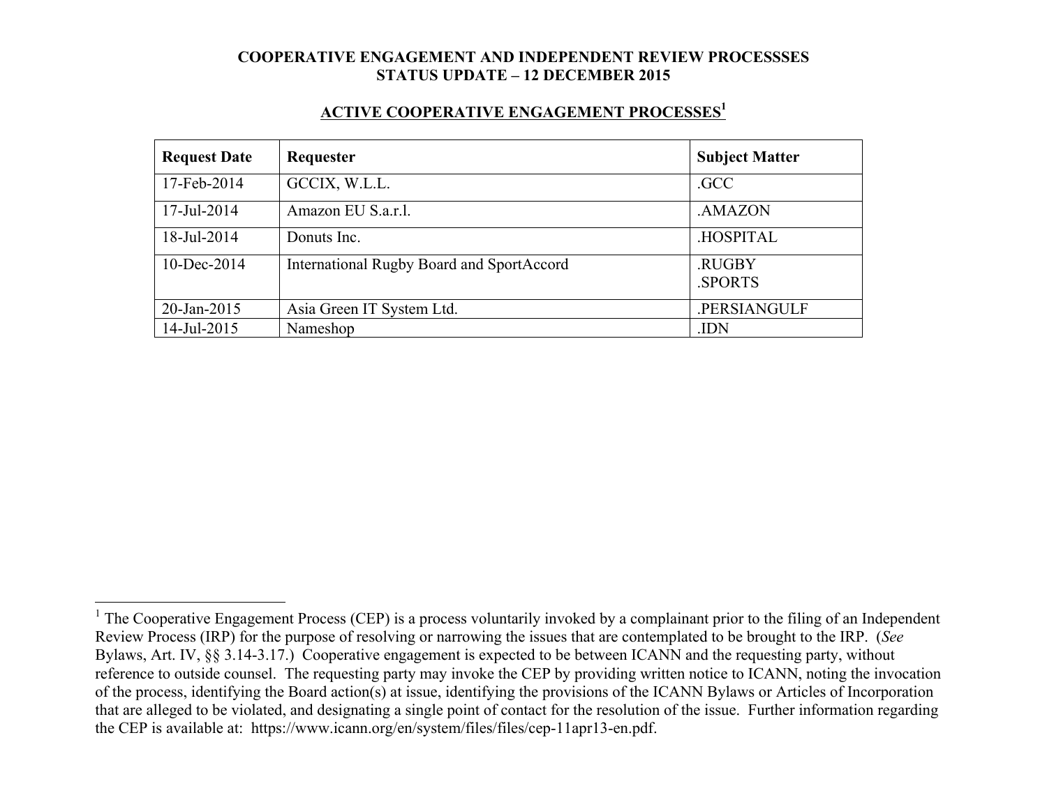# COOPERATIVE ENGAGEMENT AND INDEPENDENT REVIEW PROCESSSES
# STATUS UPDATE – 12 DECEMBER 2015

## ACTIVE COOPERATIVE ENGAGEMENT PROCESSES[1]

| Request Date | Requester | Subject Matter |
| --- | --- | --- |
| 17-Feb-2014 | GCCIX, W.L.L. | .GCC |
| 17-Jul-2014 | Amazon EU S.a.r.l. | .AMAZON |
| 18-Jul-2014 | Donuts Inc. | .HOSPITAL |
| 10-Dec-2014 | International Rugby Board and SportAccord | .RUGBY<br>.SPORTS |
| 20-Jan-2015 | Asia Green IT System Ltd. | .PERSIANGULF |
| 14-Jul-2015 | Nameshop | .IDN |

---

[1] The Cooperative Engagement Process (CEP) is a process voluntarily invoked by a complainant prior to the filing of an Independent Review Process (IRP) for the purpose of resolving or narrowing the issues that are contemplated to be brought to the IRP. (*See* Bylaws, Art. IV, §§ 3.14-3.17.) Cooperative engagement is expected to be between ICANN and the requesting party, without reference to outside counsel. The requesting party may invoke the CEP by providing written notice to ICANN, noting the invocation of the process, identifying the Board action(s) at issue, identifying the provisions of the ICANN Bylaws or Articles of Incorporation that are alleged to be violated, and designating a single point of contact for the resolution of the issue. Further information regarding the CEP is available at: https://www.icann.org/en/system/files/files/cep-11apr13-en.pdf.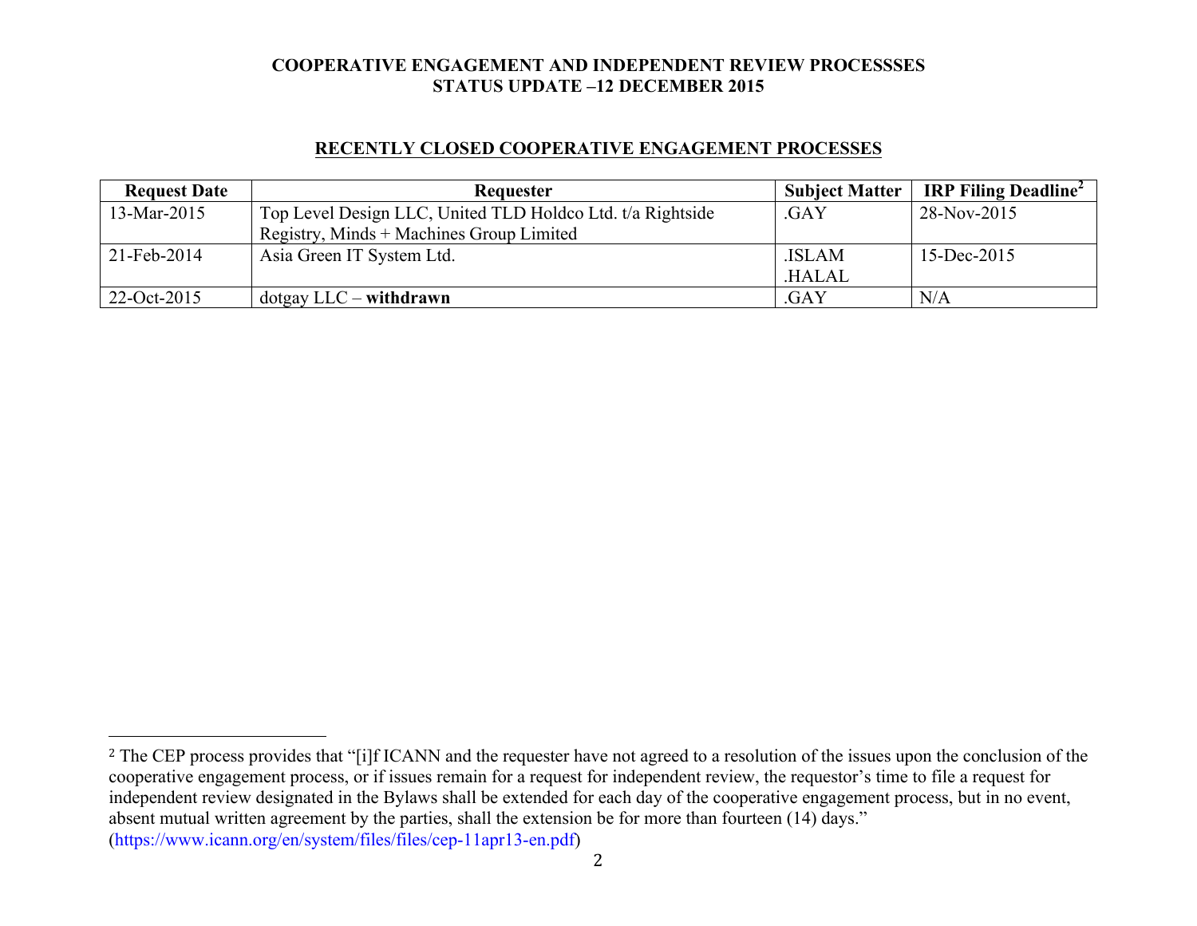**COOPERATIVE ENGAGEMENT AND INDEPENDENT REVIEW PROCESSSES**
**STATUS UPDATE –12 DECEMBER 2015**

## RECENTLY CLOSED COOPERATIVE ENGAGEMENT PROCESSES

| Request Date | Requester | Subject Matter | IRP Filing Deadline[2] |
|---|---|---|---|
| 13-Mar-2015 | Top Level Design LLC, United TLD Holdco Ltd. t/a Rightside Registry, Minds + Machines Group Limited | .GAY | 28-Nov-2015 |
| 21-Feb-2014 | Asia Green IT System Ltd. | .ISLAM .HALAL | 15-Dec-2015 |
| 22-Oct-2015 | dotgay LLC – **withdrawn** | .GAY | N/A |

---

[2] The CEP process provides that "[i]f ICANN and the requester have not agreed to a resolution of the issues upon the conclusion of the cooperative engagement process, or if issues remain for a request for independent review, the requestor's time to file a request for independent review designated in the Bylaws shall be extended for each day of the cooperative engagement process, but in no event, absent mutual written agreement by the parties, shall the extension be for more than fourteen (14) days." (https://www.icann.org/en/system/files/files/cep-11apr13-en.pdf)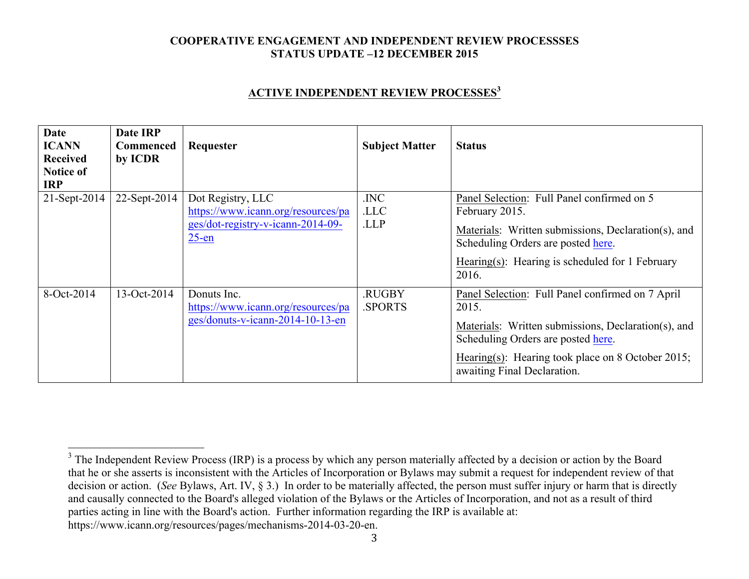**COOPERATIVE ENGAGEMENT AND INDEPENDENT REVIEW PROCESSSES**
**STATUS UPDATE –12 DECEMBER 2015**

## ACTIVE INDEPENDENT REVIEW PROCESSES[3]

| Date ICANN Received Notice of IRP | Date IRP Commenced by ICDR | Requester | Subject Matter | Status |
|---|---|---|---|---|
| 21-Sept-2014 | 22-Sept-2014 | Dot Registry, LLC https://www.icann.org/resources/pages/dot-registry-v-icann-2014-09-25-en | .INC .LLC .LLP | Panel Selection: Full Panel confirmed on 5 February 2015. Materials: Written submissions, Declaration(s), and Scheduling Orders are posted here. Hearing(s): Hearing is scheduled for 1 February 2016. |
| 8-Oct-2014 | 13-Oct-2014 | Donuts Inc. https://www.icann.org/resources/pages/donuts-v-icann-2014-10-13-en | .RUGBY .SPORTS | Panel Selection: Full Panel confirmed on 7 April 2015. Materials: Written submissions, Declaration(s), and Scheduling Orders are posted here. Hearing(s): Hearing took place on 8 October 2015; awaiting Final Declaration. |

[3] The Independent Review Process (IRP) is a process by which any person materially affected by a decision or action by the Board that he or she asserts is inconsistent with the Articles of Incorporation or Bylaws may submit a request for independent review of that decision or action. (*See* Bylaws, Art. IV, § 3.) In order to be materially affected, the person must suffer injury or harm that is directly and causally connected to the Board's alleged violation of the Bylaws or the Articles of Incorporation, and not as a result of third parties acting in line with the Board's action. Further information regarding the IRP is available at: https://www.icann.org/resources/pages/mechanisms-2014-03-20-en.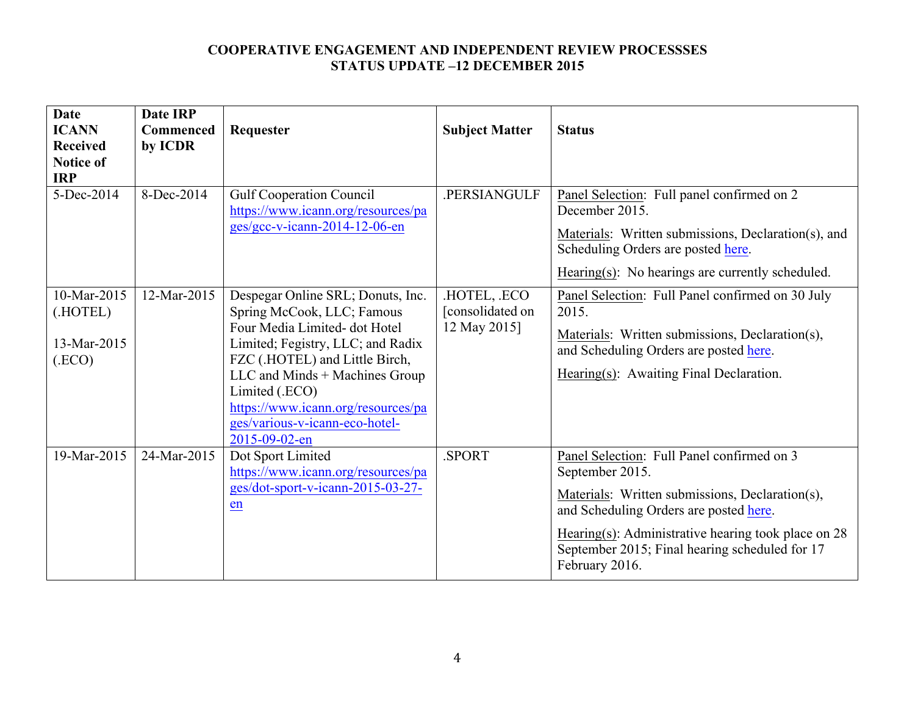**COOPERATIVE ENGAGEMENT AND INDEPENDENT REVIEW PROCESSSES**
**STATUS UPDATE –12 DECEMBER 2015**

| Date ICANN Received Notice of IRP | Date IRP Commenced by ICDR | Requester | Subject Matter | Status |
|---|---|---|---|---|
| 5-Dec-2014 | 8-Dec-2014 | Gulf Cooperation Council https://www.icann.org/resources/pages/gcc-v-icann-2014-12-06-en | .PERSIANGULF | Panel Selection: Full panel confirmed on 2 December 2015.<br>Materials: Written submissions, Declaration(s), and Scheduling Orders are posted here.<br>Hearing(s): No hearings are currently scheduled. |
| 10-Mar-2015 (.HOTEL)<br>13-Mar-2015 (.ECO) | 12-Mar-2015 | Despegar Online SRL; Donuts, Inc. Spring McCook, LLC; Famous Four Media Limited- dot Hotel Limited; Fegistry, LLC; and Radix FZC (.HOTEL) and Little Birch, LLC and Minds + Machines Group Limited (.ECO) https://www.icann.org/resources/pages/various-v-icann-eco-hotel-2015-09-02-en | .HOTEL, .ECO [consolidated on 12 May 2015] | Panel Selection: Full Panel confirmed on 30 July 2015.<br>Materials: Written submissions, Declaration(s), and Scheduling Orders are posted here.<br>Hearing(s): Awaiting Final Declaration. |
| 19-Mar-2015 | 24-Mar-2015 | Dot Sport Limited https://www.icann.org/resources/pages/dot-sport-v-icann-2015-03-27-en | .SPORT | Panel Selection: Full Panel confirmed on 3 September 2015.<br>Materials: Written submissions, Declaration(s), and Scheduling Orders are posted here.<br>Hearing(s): Administrative hearing took place on 28 September 2015; Final hearing scheduled for 17 February 2016. |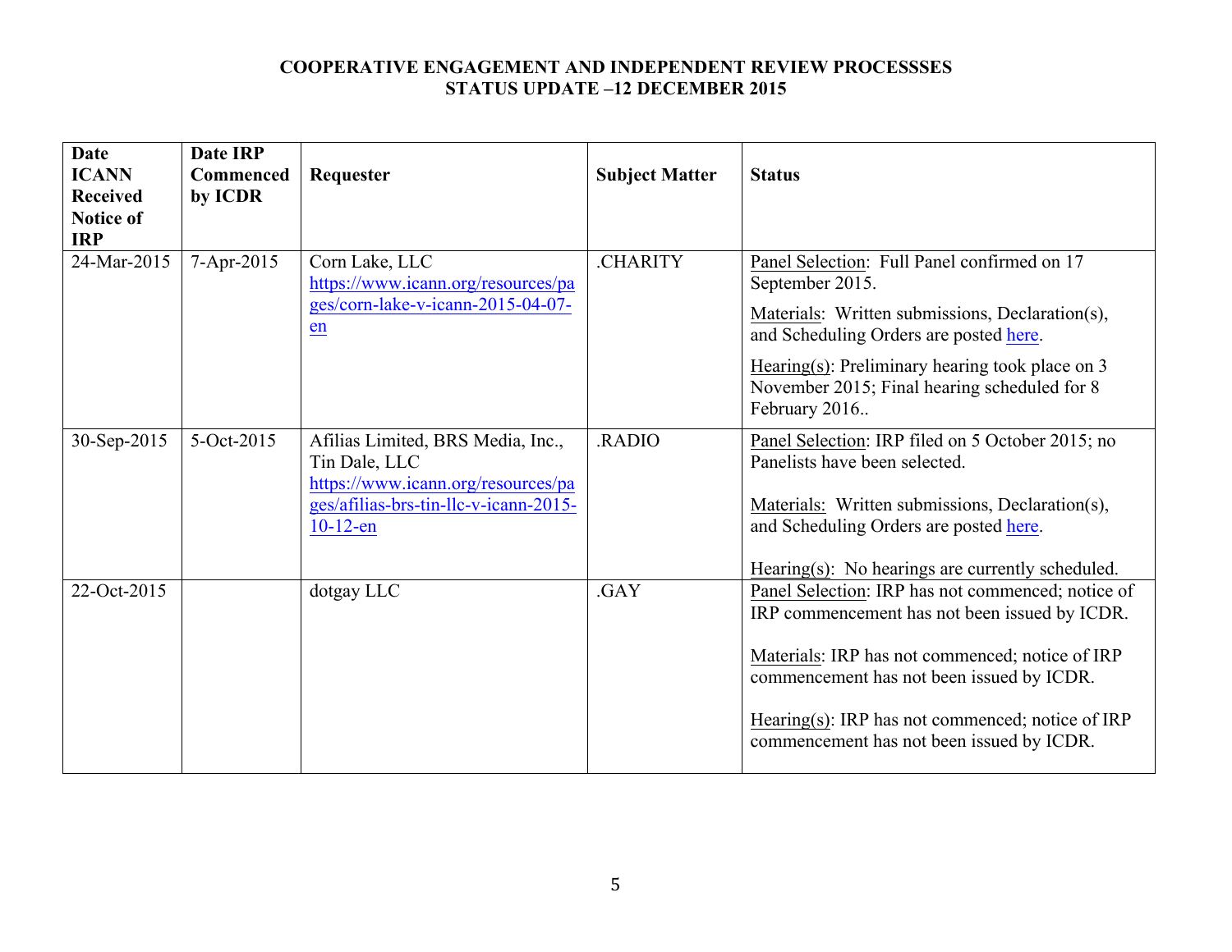**COOPERATIVE ENGAGEMENT AND INDEPENDENT REVIEW PROCESSSES**
**STATUS UPDATE –12 DECEMBER 2015**

| Date ICANN Received Notice of IRP | Date IRP Commenced by ICDR | Requester | Subject Matter | Status |
|---|---|---|---|---|
| 24-Mar-2015 | 7-Apr-2015 | Corn Lake, LLC https://www.icann.org/resources/pages/corn-lake-v-icann-2015-04-07-en | .CHARITY | Panel Selection: Full Panel confirmed on 17 September 2015.<br><br>Materials: Written submissions, Declaration(s), and Scheduling Orders are posted here.<br><br>Hearing(s): Preliminary hearing took place on 3 November 2015; Final hearing scheduled for 8 February 2016.. |
| 30-Sep-2015 | 5-Oct-2015 | Afilias Limited, BRS Media, Inc., Tin Dale, LLC https://www.icann.org/resources/pages/afilias-brs-tin-llc-v-icann-2015-10-12-en | .RADIO | Panel Selection: IRP filed on 5 October 2015; no Panelists have been selected.<br><br>Materials: Written submissions, Declaration(s), and Scheduling Orders are posted here.<br><br>Hearing(s): No hearings are currently scheduled. |
| 22-Oct-2015 | | dotgay LLC | .GAY | Panel Selection: IRP has not commenced; notice of IRP commencement has not been issued by ICDR.<br><br>Materials: IRP has not commenced; notice of IRP commencement has not been issued by ICDR.<br><br>Hearing(s): IRP has not commenced; notice of IRP commencement has not been issued by ICDR. |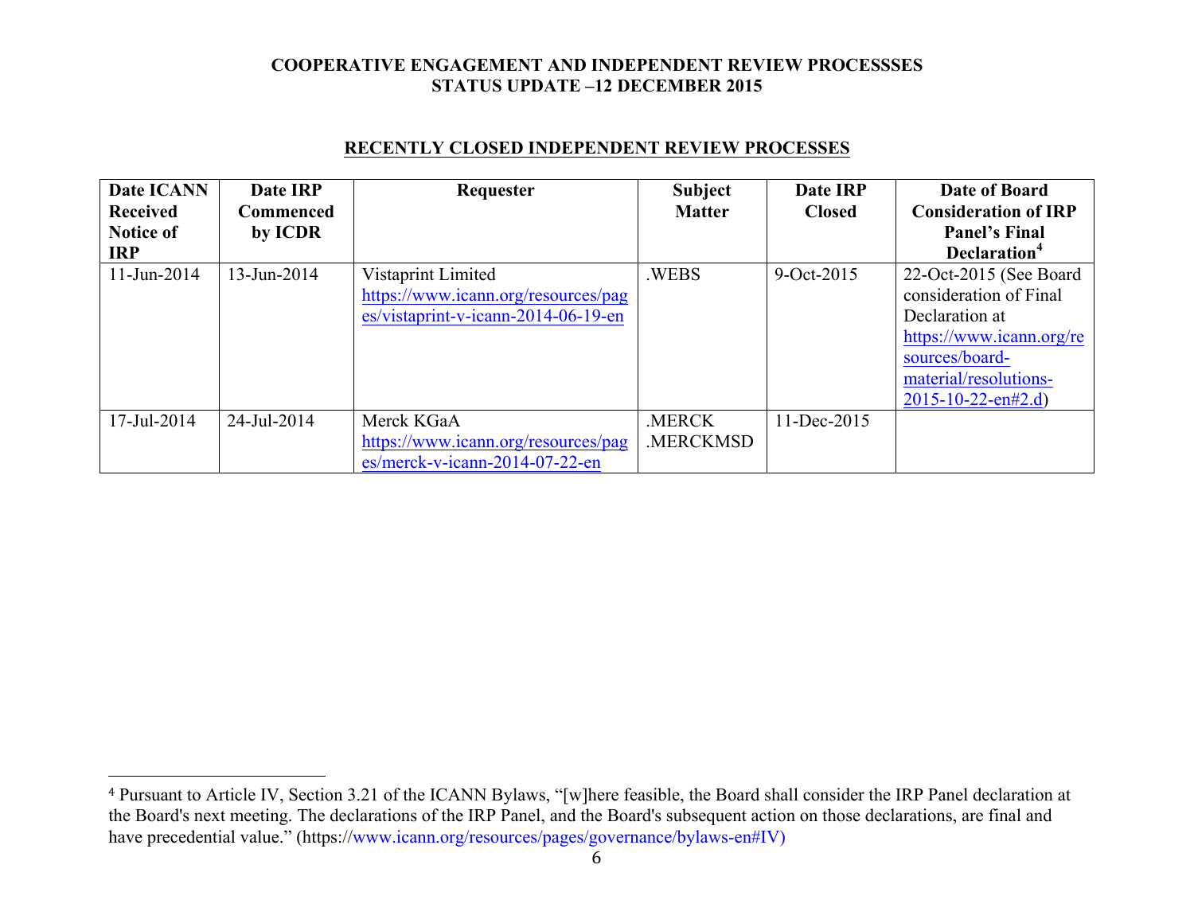**COOPERATIVE ENGAGEMENT AND INDEPENDENT REVIEW PROCESSSES**
**STATUS UPDATE –12 DECEMBER 2015**

## RECENTLY CLOSED INDEPENDENT REVIEW PROCESSES

| Date ICANN Received Notice of IRP | Date IRP Commenced by ICDR | Requester | Subject Matter | Date IRP Closed | Date of Board Consideration of IRP Panel's Final Declaration[4] |
|---|---|---|---|---|---|
| 11-Jun-2014 | 13-Jun-2014 | Vistaprint Limited https://www.icann.org/resources/pages/vistaprint-v-icann-2014-06-19-en | .WEBS | 9-Oct-2015 | 22-Oct-2015 (See Board consideration of Final Declaration at https://www.icann.org/resources/board-material/resolutions-2015-10-22-en#2.d) |
| 17-Jul-2014 | 24-Jul-2014 | Merck KGaA https://www.icann.org/resources/pages/merck-v-icann-2014-07-22-en | .MERCK .MERCKMSD | 11-Dec-2015 | |

---

[4] Pursuant to Article IV, Section 3.21 of the ICANN Bylaws, "[w]here feasible, the Board shall consider the IRP Panel declaration at the Board's next meeting. The declarations of the IRP Panel, and the Board's subsequent action on those declarations, are final and have precedential value." (https://www.icann.org/resources/pages/governance/bylaws-en#IV)